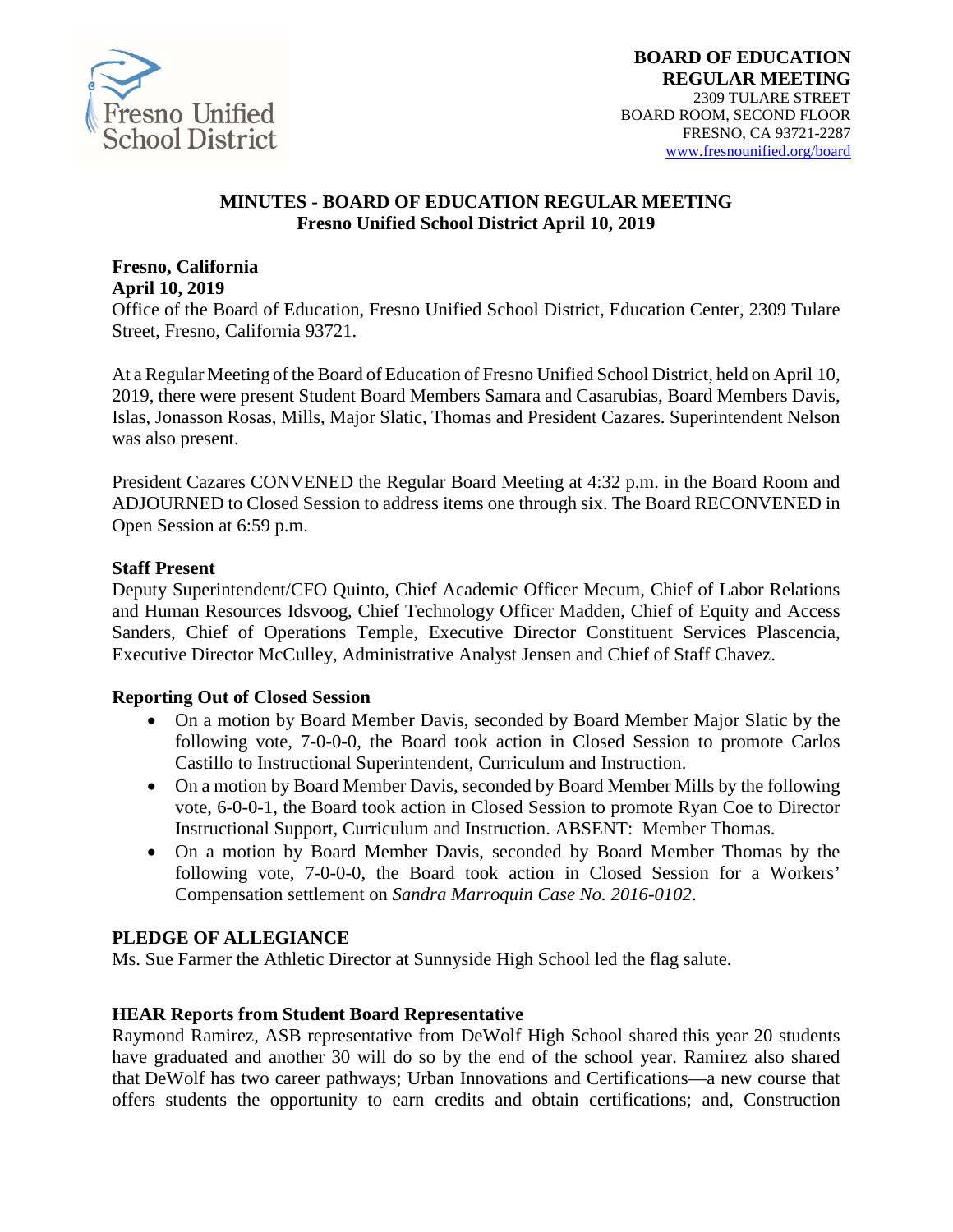**BOARD OF EDUCATION**
**REGULAR MEETING**
2309 TULARE STREET
BOARD ROOM, SECOND FLOOR
FRESNO, CA 93721-2287
www.fresnounified.org/board

## MINUTES - BOARD OF EDUCATION REGULAR MEETING
**Fresno Unified School District April 10, 2019**

**Fresno, California**
**April 10, 2019**
Office of the Board of Education, Fresno Unified School District, Education Center, 2309 Tulare Street, Fresno, California 93721.

At a Regular Meeting of the Board of Education of Fresno Unified School District, held on April 10, 2019, there were present Student Board Members Samara and Casarubias, Board Members Davis, Islas, Jonasson Rosas, Mills, Major Slatic, Thomas and President Cazares. Superintendent Nelson was also present.

President Cazares CONVENED the Regular Board Meeting at 4:32 p.m. in the Board Room and ADJOURNED to Closed Session to address items one through six. The Board RECONVENED in Open Session at 6:59 p.m.

**Staff Present**
Deputy Superintendent/CFO Quinto, Chief Academic Officer Mecum, Chief of Labor Relations and Human Resources Idsvoog, Chief Technology Officer Madden, Chief of Equity and Access Sanders, Chief of Operations Temple, Executive Director Constituent Services Plascencia, Executive Director McCulley, Administrative Analyst Jensen and Chief of Staff Chavez.

**Reporting Out of Closed Session**

- On a motion by Board Member Davis, seconded by Board Member Major Slatic by the following vote, 7-0-0-0, the Board took action in Closed Session to promote Carlos Castillo to Instructional Superintendent, Curriculum and Instruction.
- On a motion by Board Member Davis, seconded by Board Member Mills by the following vote, 6-0-0-1, the Board took action in Closed Session to promote Ryan Coe to Director Instructional Support, Curriculum and Instruction. ABSENT: Member Thomas.
- On a motion by Board Member Davis, seconded by Board Member Thomas by the following vote, 7-0-0-0, the Board took action in Closed Session for a Workers' Compensation settlement on *Sandra Marroquin Case No. 2016-0102*.

**PLEDGE OF ALLEGIANCE**
Ms. Sue Farmer the Athletic Director at Sunnyside High School led the flag salute.

**HEAR Reports from Student Board Representative**
Raymond Ramirez, ASB representative from DeWolf High School shared this year 20 students have graduated and another 30 will do so by the end of the school year. Ramirez also shared that DeWolf has two career pathways; Urban Innovations and Certifications—a new course that offers students the opportunity to earn credits and obtain certifications; and, Construction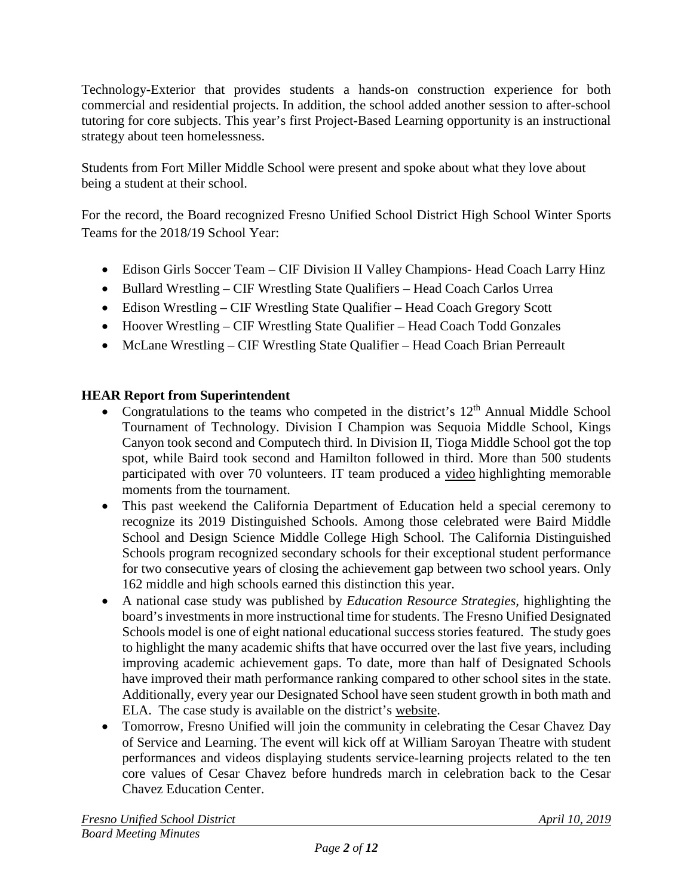Technology-Exterior that provides students a hands-on construction experience for both commercial and residential projects. In addition, the school added another session to after-school tutoring for core subjects. This year's first Project-Based Learning opportunity is an instructional strategy about teen homelessness.

Students from Fort Miller Middle School were present and spoke about what they love about being a student at their school.

For the record, the Board recognized Fresno Unified School District High School Winter Sports Teams for the 2018/19 School Year:

- Edison Girls Soccer Team – CIF Division II Valley Champions- Head Coach Larry Hinz
- Bullard Wrestling – CIF Wrestling State Qualifiers – Head Coach Carlos Urrea
- Edison Wrestling – CIF Wrestling State Qualifier – Head Coach Gregory Scott
- Hoover Wrestling – CIF Wrestling State Qualifier – Head Coach Todd Gonzales
- McLane Wrestling – CIF Wrestling State Qualifier – Head Coach Brian Perreault

**HEAR Report from Superintendent**

- Congratulations to the teams who competed in the district's 12th Annual Middle School Tournament of Technology. Division I Champion was Sequoia Middle School, Kings Canyon took second and Computech third. In Division II, Tioga Middle School got the top spot, while Baird took second and Hamilton followed in third. More than 500 students participated with over 70 volunteers. IT team produced a video highlighting memorable moments from the tournament.
- This past weekend the California Department of Education held a special ceremony to recognize its 2019 Distinguished Schools. Among those celebrated were Baird Middle School and Design Science Middle College High School. The California Distinguished Schools program recognized secondary schools for their exceptional student performance for two consecutive years of closing the achievement gap between two school years. Only 162 middle and high schools earned this distinction this year.
- A national case study was published by *Education Resource Strategies*, highlighting the board's investments in more instructional time for students. The Fresno Unified Designated Schools model is one of eight national educational success stories featured. The study goes to highlight the many academic shifts that have occurred over the last five years, including improving academic achievement gaps. To date, more than half of Designated Schools have improved their math performance ranking compared to other school sites in the state. Additionally, every year our Designated School have seen student growth in both math and ELA. The case study is available on the district's website.
- Tomorrow, Fresno Unified will join the community in celebrating the Cesar Chavez Day of Service and Learning. The event will kick off at William Saroyan Theatre with student performances and videos displaying students service-learning projects related to the ten core values of Cesar Chavez before hundreds march in celebration back to the Cesar Chavez Education Center.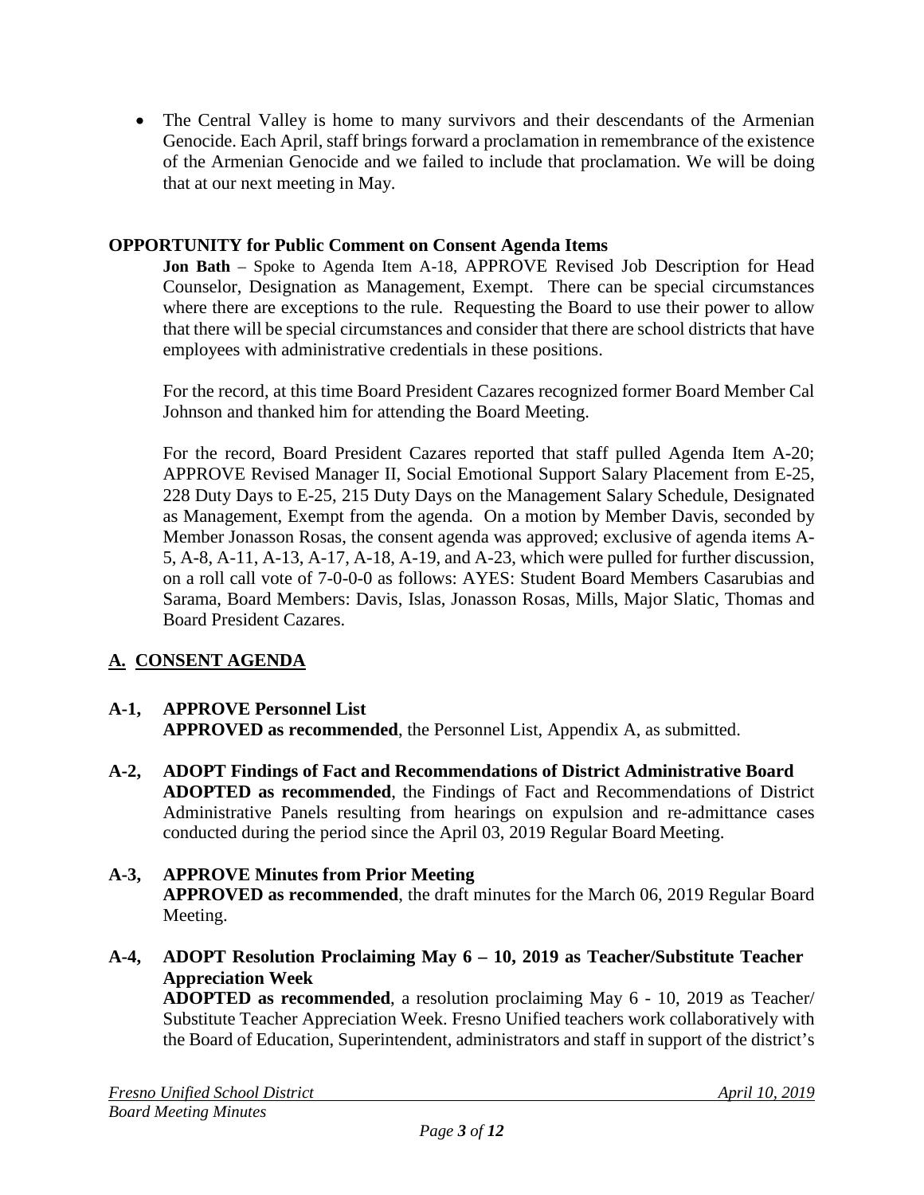- The Central Valley is home to many survivors and their descendants of the Armenian Genocide. Each April, staff brings forward a proclamation in remembrance of the existence of the Armenian Genocide and we failed to include that proclamation. We will be doing that at our next meeting in May.

**OPPORTUNITY for Public Comment on Consent Agenda Items**

**Jon Bath** – Spoke to Agenda Item A-18, APPROVE Revised Job Description for Head Counselor, Designation as Management, Exempt. There can be special circumstances where there are exceptions to the rule. Requesting the Board to use their power to allow that there will be special circumstances and consider that there are school districts that have employees with administrative credentials in these positions.

For the record, at this time Board President Cazares recognized former Board Member Cal Johnson and thanked him for attending the Board Meeting.

For the record, Board President Cazares reported that staff pulled Agenda Item A-20; APPROVE Revised Manager II, Social Emotional Support Salary Placement from E-25, 228 Duty Days to E-25, 215 Duty Days on the Management Salary Schedule, Designated as Management, Exempt from the agenda. On a motion by Member Davis, seconded by Member Jonasson Rosas, the consent agenda was approved; exclusive of agenda items A-5, A-8, A-11, A-13, A-17, A-18, A-19, and A-23, which were pulled for further discussion, on a roll call vote of 7-0-0-0 as follows: AYES: Student Board Members Casarubias and Sarama, Board Members: Davis, Islas, Jonasson Rosas, Mills, Major Slatic, Thomas and Board President Cazares.

## A. CONSENT AGENDA

**A-1, APPROVE Personnel List**
**APPROVED as recommended**, the Personnel List, Appendix A, as submitted.

**A-2, ADOPT Findings of Fact and Recommendations of District Administrative Board**
**ADOPTED as recommended**, the Findings of Fact and Recommendations of District Administrative Panels resulting from hearings on expulsion and re-admittance cases conducted during the period since the April 03, 2019 Regular Board Meeting.

**A-3, APPROVE Minutes from Prior Meeting**
**APPROVED as recommended**, the draft minutes for the March 06, 2019 Regular Board Meeting.

**A-4, ADOPT Resolution Proclaiming May 6 – 10, 2019 as Teacher/Substitute Teacher Appreciation Week**
**ADOPTED as recommended**, a resolution proclaiming May 6 - 10, 2019 as Teacher/ Substitute Teacher Appreciation Week. Fresno Unified teachers work collaboratively with the Board of Education, Superintendent, administrators and staff in support of the district's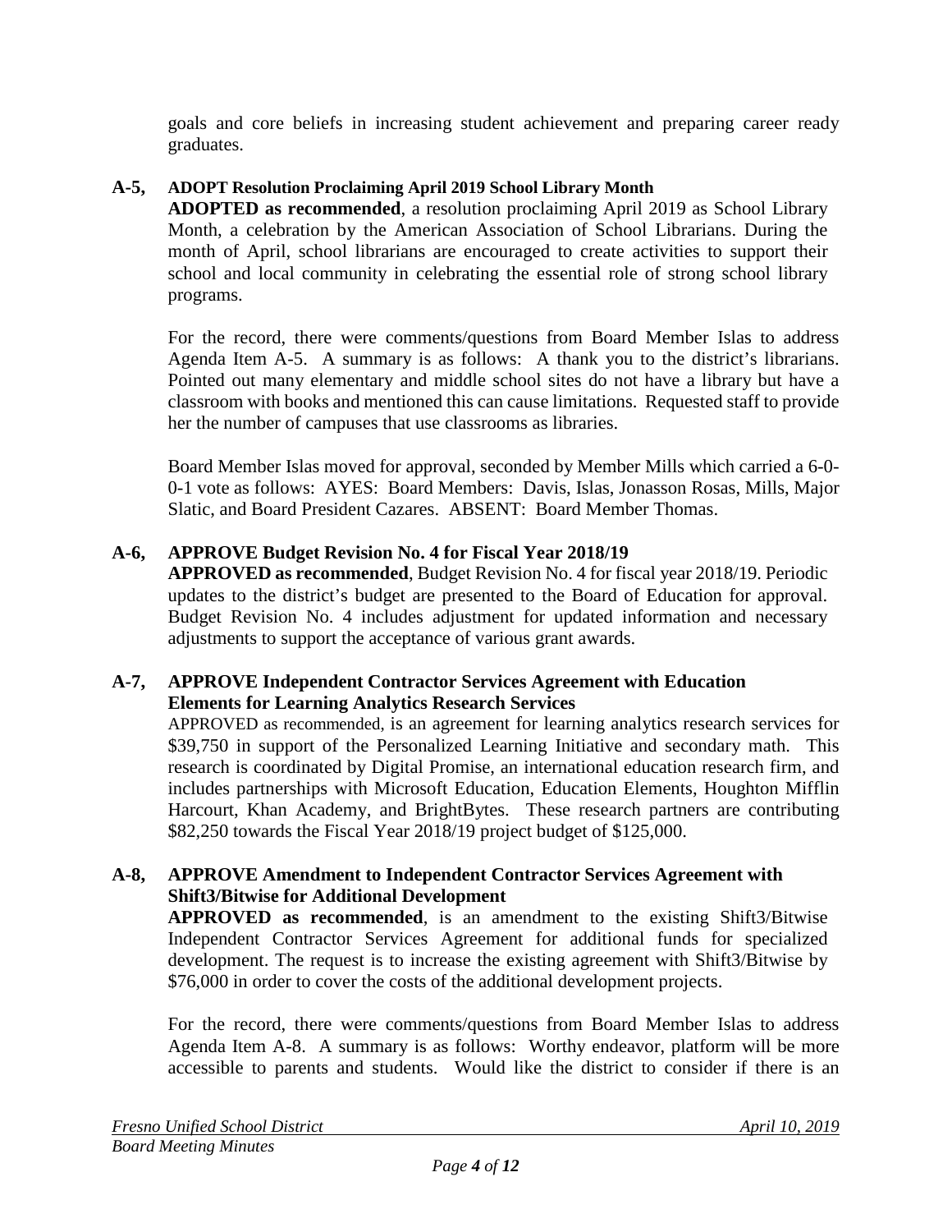goals and core beliefs in increasing student achievement and preparing career ready graduates.

**A-5, ADOPT Resolution Proclaiming April 2019 School Library Month**

**ADOPTED as recommended**, a resolution proclaiming April 2019 as School Library Month, a celebration by the American Association of School Librarians. During the month of April, school librarians are encouraged to create activities to support their school and local community in celebrating the essential role of strong school library programs.

For the record, there were comments/questions from Board Member Islas to address Agenda Item A-5. A summary is as follows: A thank you to the district's librarians. Pointed out many elementary and middle school sites do not have a library but have a classroom with books and mentioned this can cause limitations. Requested staff to provide her the number of campuses that use classrooms as libraries.

Board Member Islas moved for approval, seconded by Member Mills which carried a 6-0-0-1 vote as follows: AYES: Board Members: Davis, Islas, Jonasson Rosas, Mills, Major Slatic, and Board President Cazares. ABSENT: Board Member Thomas.

**A-6, APPROVE Budget Revision No. 4 for Fiscal Year 2018/19**

**APPROVED as recommended**, Budget Revision No. 4 for fiscal year 2018/19. Periodic updates to the district's budget are presented to the Board of Education for approval. Budget Revision No. 4 includes adjustment for updated information and necessary adjustments to support the acceptance of various grant awards.

**A-7, APPROVE Independent Contractor Services Agreement with Education Elements for Learning Analytics Research Services**

APPROVED as recommended, is an agreement for learning analytics research services for \$39,750 in support of the Personalized Learning Initiative and secondary math. This research is coordinated by Digital Promise, an international education research firm, and includes partnerships with Microsoft Education, Education Elements, Houghton Mifflin Harcourt, Khan Academy, and BrightBytes. These research partners are contributing \$82,250 towards the Fiscal Year 2018/19 project budget of \$125,000.

**A-8, APPROVE Amendment to Independent Contractor Services Agreement with Shift3/Bitwise for Additional Development**

**APPROVED as recommended**, is an amendment to the existing Shift3/Bitwise Independent Contractor Services Agreement for additional funds for specialized development. The request is to increase the existing agreement with Shift3/Bitwise by \$76,000 in order to cover the costs of the additional development projects.

For the record, there were comments/questions from Board Member Islas to address Agenda Item A-8. A summary is as follows: Worthy endeavor, platform will be more accessible to parents and students. Would like the district to consider if there is an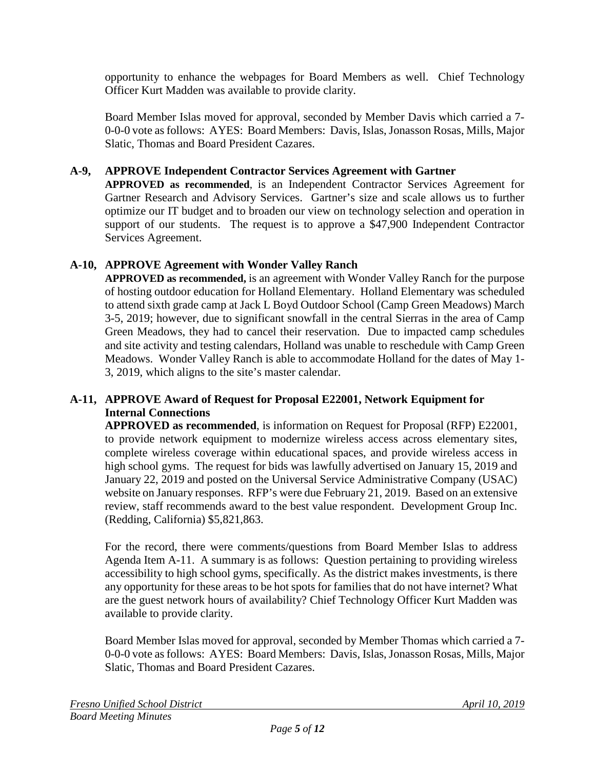opportunity to enhance the webpages for Board Members as well. Chief Technology Officer Kurt Madden was available to provide clarity.

Board Member Islas moved for approval, seconded by Member Davis which carried a 7-0-0-0 vote as follows: AYES: Board Members: Davis, Islas, Jonasson Rosas, Mills, Major Slatic, Thomas and Board President Cazares.

**A-9, APPROVE Independent Contractor Services Agreement with Gartner**

**APPROVED as recommended**, is an Independent Contractor Services Agreement for Gartner Research and Advisory Services. Gartner's size and scale allows us to further optimize our IT budget and to broaden our view on technology selection and operation in support of our students. The request is to approve a $47,900 Independent Contractor Services Agreement.

**A-10, APPROVE Agreement with Wonder Valley Ranch**

**APPROVED as recommended,** is an agreement with Wonder Valley Ranch for the purpose of hosting outdoor education for Holland Elementary. Holland Elementary was scheduled to attend sixth grade camp at Jack L Boyd Outdoor School (Camp Green Meadows) March 3-5, 2019; however, due to significant snowfall in the central Sierras in the area of Camp Green Meadows, they had to cancel their reservation. Due to impacted camp schedules and site activity and testing calendars, Holland was unable to reschedule with Camp Green Meadows. Wonder Valley Ranch is able to accommodate Holland for the dates of May 1-3, 2019, which aligns to the site's master calendar.

**A-11, APPROVE Award of Request for Proposal E22001, Network Equipment for Internal Connections**

**APPROVED as recommended**, is information on Request for Proposal (RFP) E22001, to provide network equipment to modernize wireless access across elementary sites, complete wireless coverage within educational spaces, and provide wireless access in high school gyms. The request for bids was lawfully advertised on January 15, 2019 and January 22, 2019 and posted on the Universal Service Administrative Company (USAC) website on January responses. RFP's were due February 21, 2019. Based on an extensive review, staff recommends award to the best value respondent. Development Group Inc. (Redding, California) $5,821,863.

For the record, there were comments/questions from Board Member Islas to address Agenda Item A-11. A summary is as follows: Question pertaining to providing wireless accessibility to high school gyms, specifically. As the district makes investments, is there any opportunity for these areas to be hot spots for families that do not have internet? What are the guest network hours of availability? Chief Technology Officer Kurt Madden was available to provide clarity.

Board Member Islas moved for approval, seconded by Member Thomas which carried a 7-0-0-0 vote as follows: AYES: Board Members: Davis, Islas, Jonasson Rosas, Mills, Major Slatic, Thomas and Board President Cazares.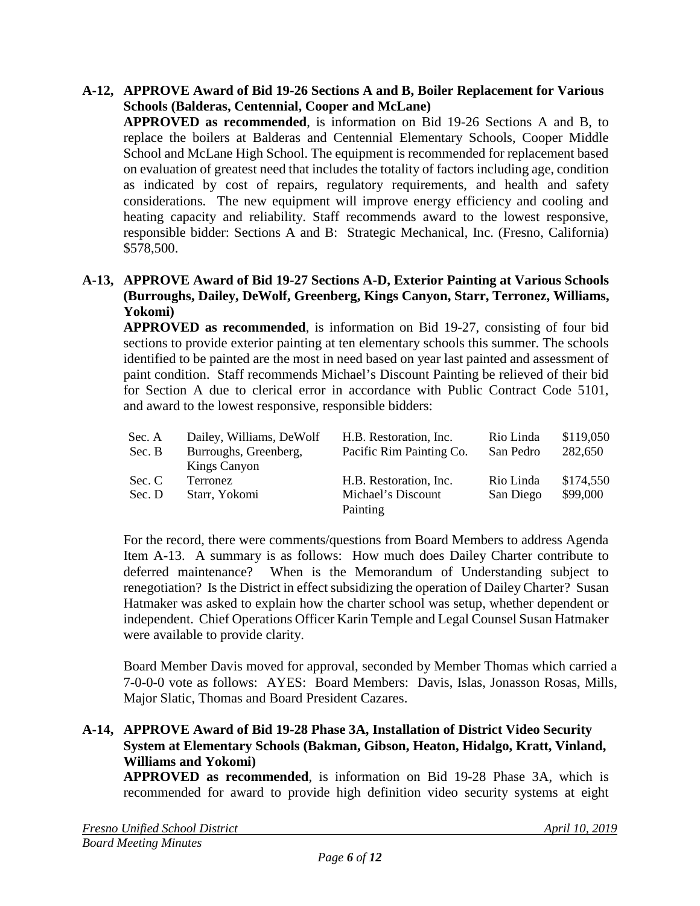**A-12, APPROVE Award of Bid 19-26 Sections A and B, Boiler Replacement for Various Schools (Balderas, Centennial, Cooper and McLane)**

**APPROVED as recommended**, is information on Bid 19-26 Sections A and B, to replace the boilers at Balderas and Centennial Elementary Schools, Cooper Middle School and McLane High School. The equipment is recommended for replacement based on evaluation of greatest need that includes the totality of factors including age, condition as indicated by cost of repairs, regulatory requirements, and health and safety considerations. The new equipment will improve energy efficiency and cooling and heating capacity and reliability. Staff recommends award to the lowest responsive, responsible bidder: Sections A and B: Strategic Mechanical, Inc. (Fresno, California) $578,500.

**A-13, APPROVE Award of Bid 19-27 Sections A-D, Exterior Painting at Various Schools (Burroughs, Dailey, DeWolf, Greenberg, Kings Canyon, Starr, Terronez, Williams, Yokomi)**

**APPROVED as recommended**, is information on Bid 19-27, consisting of four bid sections to provide exterior painting at ten elementary schools this summer. The schools identified to be painted are the most in need based on year last painted and assessment of paint condition. Staff recommends Michael's Discount Painting be relieved of their bid for Section A due to clerical error in accordance with Public Contract Code 5101, and award to the lowest responsive, responsible bidders:

| | | | | |
|---|---|---|---|---|
| Sec. A | Dailey, Williams, DeWolf | H.B. Restoration, Inc. | Rio Linda | $119,050 |
| Sec. B | Burroughs, Greenberg, Kings Canyon | Pacific Rim Painting Co. | San Pedro | 282,650 |
| Sec. C | Terronez | H.B. Restoration, Inc. | Rio Linda | $174,550 |
| Sec. D | Starr, Yokomi | Michael's Discount Painting | San Diego | $99,000 |

For the record, there were comments/questions from Board Members to address Agenda Item A-13. A summary is as follows: How much does Dailey Charter contribute to deferred maintenance? When is the Memorandum of Understanding subject to renegotiation? Is the District in effect subsidizing the operation of Dailey Charter? Susan Hatmaker was asked to explain how the charter school was setup, whether dependent or independent. Chief Operations Officer Karin Temple and Legal Counsel Susan Hatmaker were available to provide clarity.

Board Member Davis moved for approval, seconded by Member Thomas which carried a 7-0-0-0 vote as follows: AYES: Board Members: Davis, Islas, Jonasson Rosas, Mills, Major Slatic, Thomas and Board President Cazares.

**A-14, APPROVE Award of Bid 19-28 Phase 3A, Installation of District Video Security System at Elementary Schools (Bakman, Gibson, Heaton, Hidalgo, Kratt, Vinland, Williams and Yokomi)**

**APPROVED as recommended**, is information on Bid 19-28 Phase 3A, which is recommended for award to provide high definition video security systems at eight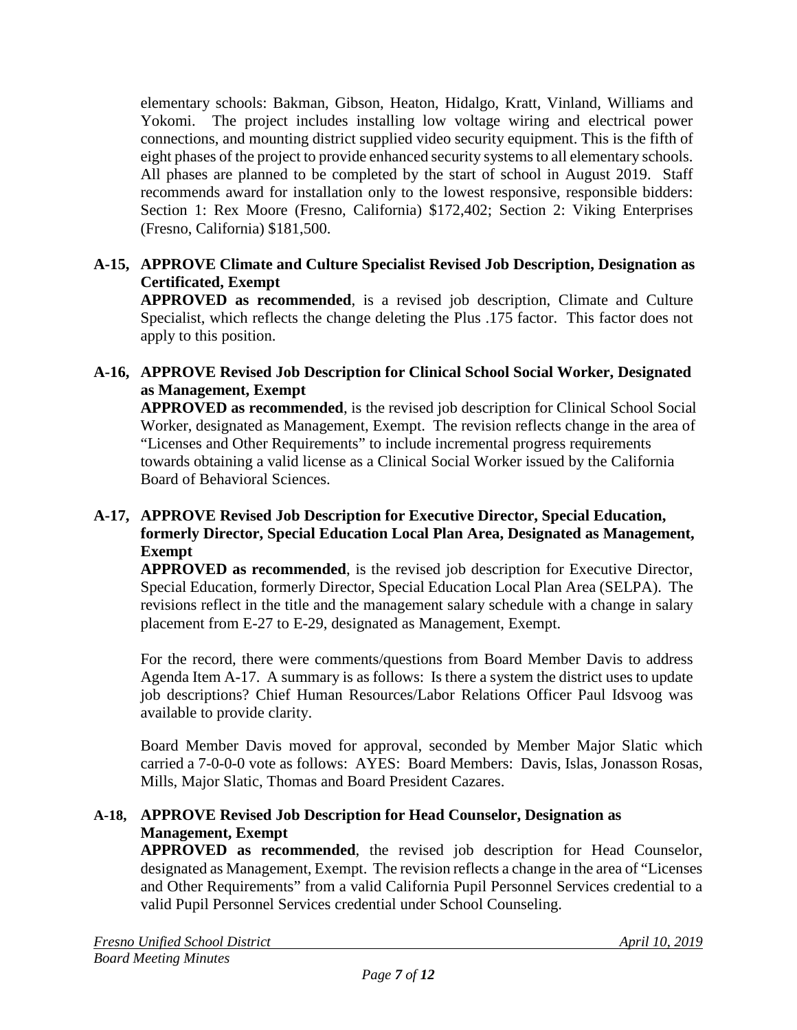elementary schools: Bakman, Gibson, Heaton, Hidalgo, Kratt, Vinland, Williams and Yokomi. The project includes installing low voltage wiring and electrical power connections, and mounting district supplied video security equipment. This is the fifth of eight phases of the project to provide enhanced security systems to all elementary schools. All phases are planned to be completed by the start of school in August 2019. Staff recommends award for installation only to the lowest responsive, responsible bidders: Section 1: Rex Moore (Fresno, California) $172,402; Section 2: Viking Enterprises (Fresno, California) $181,500.

**A-15, APPROVE Climate and Culture Specialist Revised Job Description, Designation as Certificated, Exempt**

**APPROVED as recommended**, is a revised job description, Climate and Culture Specialist, which reflects the change deleting the Plus .175 factor. This factor does not apply to this position.

**A-16, APPROVE Revised Job Description for Clinical School Social Worker, Designated as Management, Exempt**

**APPROVED as recommended**, is the revised job description for Clinical School Social Worker, designated as Management, Exempt. The revision reflects change in the area of "Licenses and Other Requirements" to include incremental progress requirements towards obtaining a valid license as a Clinical Social Worker issued by the California Board of Behavioral Sciences.

**A-17, APPROVE Revised Job Description for Executive Director, Special Education, formerly Director, Special Education Local Plan Area, Designated as Management, Exempt**

**APPROVED as recommended**, is the revised job description for Executive Director, Special Education, formerly Director, Special Education Local Plan Area (SELPA). The revisions reflect in the title and the management salary schedule with a change in salary placement from E-27 to E-29, designated as Management, Exempt.

For the record, there were comments/questions from Board Member Davis to address Agenda Item A-17. A summary is as follows: Is there a system the district uses to update job descriptions? Chief Human Resources/Labor Relations Officer Paul Idsvoog was available to provide clarity.

Board Member Davis moved for approval, seconded by Member Major Slatic which carried a 7-0-0-0 vote as follows: AYES: Board Members: Davis, Islas, Jonasson Rosas, Mills, Major Slatic, Thomas and Board President Cazares.

**A-18, APPROVE Revised Job Description for Head Counselor, Designation as Management, Exempt**

**APPROVED as recommended**, the revised job description for Head Counselor, designated as Management, Exempt. The revision reflects a change in the area of "Licenses and Other Requirements" from a valid California Pupil Personnel Services credential to a valid Pupil Personnel Services credential under School Counseling.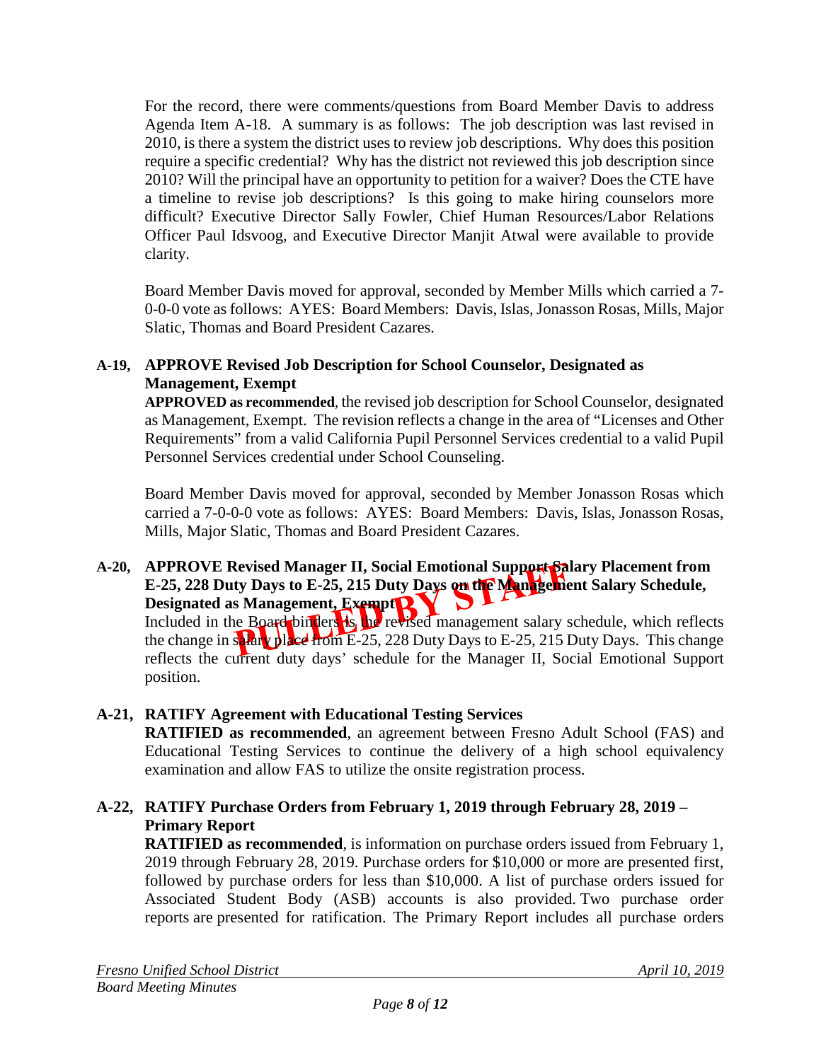For the record, there were comments/questions from Board Member Davis to address Agenda Item A-18. A summary is as follows: The job description was last revised in 2010, is there a system the district uses to review job descriptions. Why does this position require a specific credential? Why has the district not reviewed this job description since 2010? Will the principal have an opportunity to petition for a waiver? Does the CTE have a timeline to revise job descriptions? Is this going to make hiring counselors more difficult? Executive Director Sally Fowler, Chief Human Resources/Labor Relations Officer Paul Idsvoog, and Executive Director Manjit Atwal were available to provide clarity.

Board Member Davis moved for approval, seconded by Member Mills which carried a 7-0-0-0 vote as follows: AYES: Board Members: Davis, Islas, Jonasson Rosas, Mills, Major Slatic, Thomas and Board President Cazares.

**A-19, APPROVE Revised Job Description for School Counselor, Designated as Management, Exempt**

**APPROVED as recommended**, the revised job description for School Counselor, designated as Management, Exempt. The revision reflects a change in the area of "Licenses and Other Requirements" from a valid California Pupil Personnel Services credential to a valid Pupil Personnel Services credential under School Counseling.

Board Member Davis moved for approval, seconded by Member Jonasson Rosas which carried a 7-0-0-0 vote as follows: AYES: Board Members: Davis, Islas, Jonasson Rosas, Mills, Major Slatic, Thomas and Board President Cazares.

**A-20, APPROVE Revised Manager II, Social Emotional Support Salary Placement from E-25, 228 Duty Days to E-25, 215 Duty Days on the Management Salary Schedule, Designated as Management, Exempt**

PULLED BY STAFF

Included in the Board binders is the revised management salary schedule, which reflects the change in salary place from E-25, 228 Duty Days to E-25, 215 Duty Days. This change reflects the current duty days' schedule for the Manager II, Social Emotional Support position.

**A-21, RATIFY Agreement with Educational Testing Services**

**RATIFIED as recommended**, an agreement between Fresno Adult School (FAS) and Educational Testing Services to continue the delivery of a high school equivalency examination and allow FAS to utilize the onsite registration process.

**A-22, RATIFY Purchase Orders from February 1, 2019 through February 28, 2019 – Primary Report**

**RATIFIED as recommended**, is information on purchase orders issued from February 1, 2019 through February 28, 2019. Purchase orders for $10,000 or more are presented first, followed by purchase orders for less than $10,000. A list of purchase orders issued for Associated Student Body (ASB) accounts is also provided. Two purchase order reports are presented for ratification. The Primary Report includes all purchase orders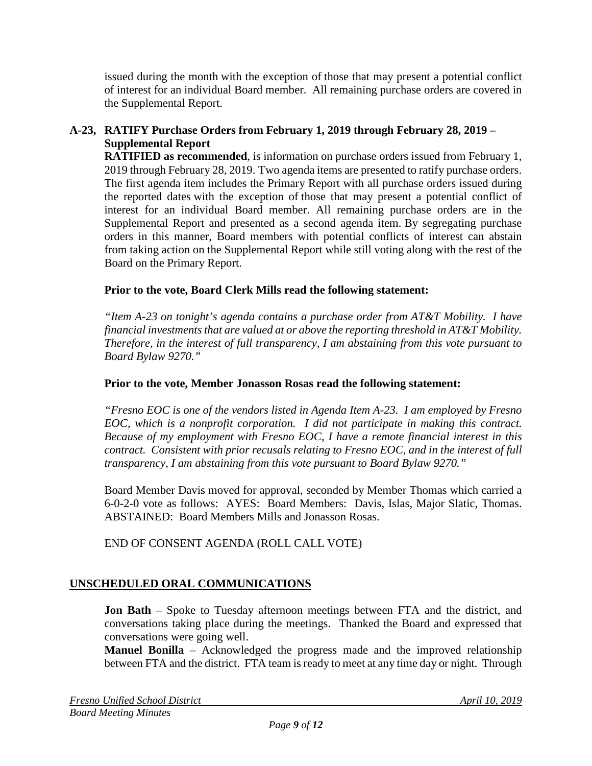issued during the month with the exception of those that may present a potential conflict of interest for an individual Board member. All remaining purchase orders are covered in the Supplemental Report.

**A-23, RATIFY Purchase Orders from February 1, 2019 through February 28, 2019 – Supplemental Report**

**RATIFIED as recommended**, is information on purchase orders issued from February 1, 2019 through February 28, 2019. Two agenda items are presented to ratify purchase orders. The first agenda item includes the Primary Report with all purchase orders issued during the reported dates with the exception of those that may present a potential conflict of interest for an individual Board member. All remaining purchase orders are in the Supplemental Report and presented as a second agenda item. By segregating purchase orders in this manner, Board members with potential conflicts of interest can abstain from taking action on the Supplemental Report while still voting along with the rest of the Board on the Primary Report.

**Prior to the vote, Board Clerk Mills read the following statement:**

*"Item A-23 on tonight's agenda contains a purchase order from AT&T Mobility. I have financial investments that are valued at or above the reporting threshold in AT&T Mobility. Therefore, in the interest of full transparency, I am abstaining from this vote pursuant to Board Bylaw 9270."*

**Prior to the vote, Member Jonasson Rosas read the following statement:**

*"Fresno EOC is one of the vendors listed in Agenda Item A-23. I am employed by Fresno EOC, which is a nonprofit corporation. I did not participate in making this contract. Because of my employment with Fresno EOC, I have a remote financial interest in this contract. Consistent with prior recusals relating to Fresno EOC, and in the interest of full transparency, I am abstaining from this vote pursuant to Board Bylaw 9270."*

Board Member Davis moved for approval, seconded by Member Thomas which carried a 6-0-2-0 vote as follows: AYES: Board Members: Davis, Islas, Major Slatic, Thomas. ABSTAINED: Board Members Mills and Jonasson Rosas.

END OF CONSENT AGENDA (ROLL CALL VOTE)

## UNSCHEDULED ORAL COMMUNICATIONS

**Jon Bath** – Spoke to Tuesday afternoon meetings between FTA and the district, and conversations taking place during the meetings. Thanked the Board and expressed that conversations were going well.

**Manuel Bonilla** – Acknowledged the progress made and the improved relationship between FTA and the district. FTA team is ready to meet at any time day or night. Through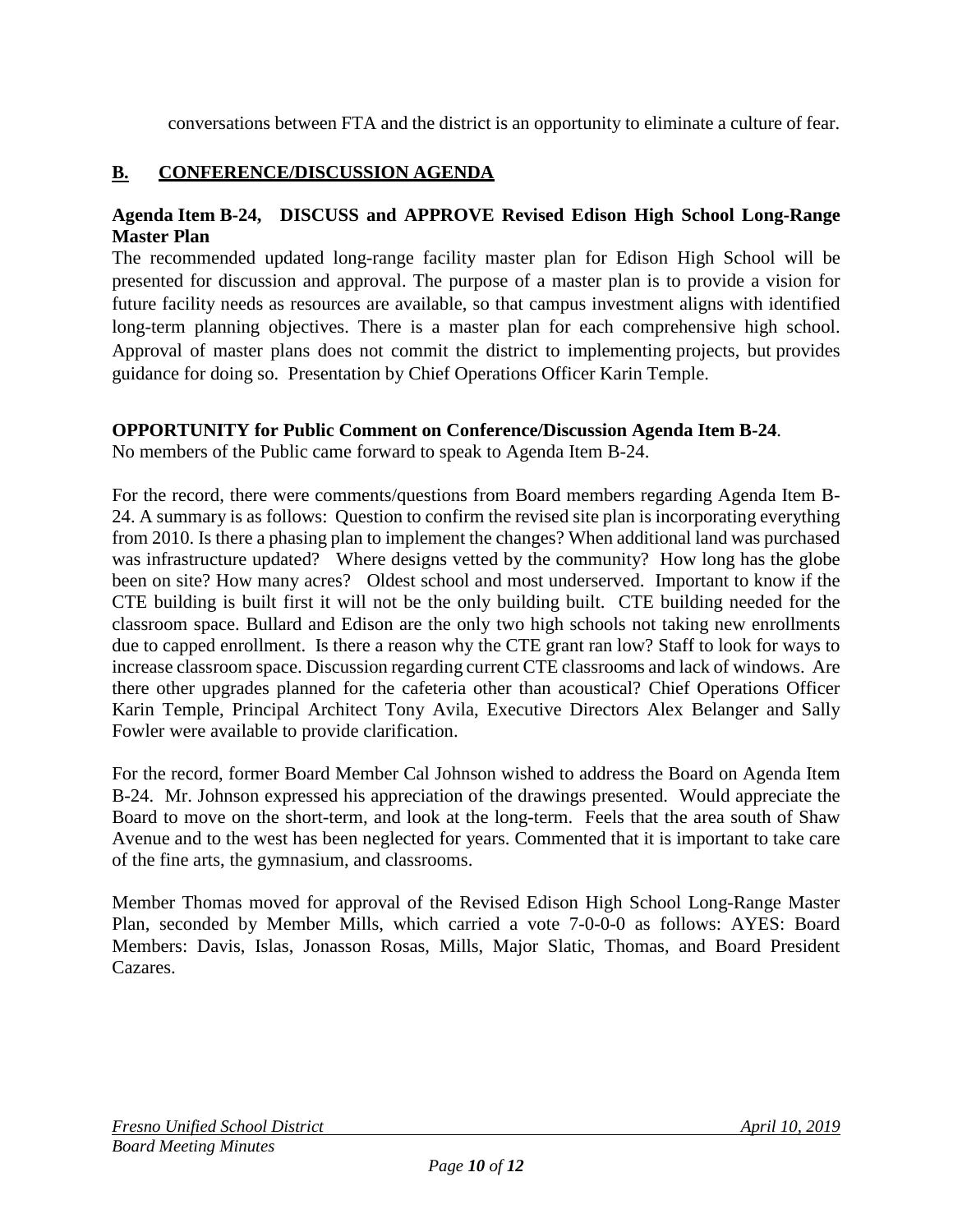conversations between FTA and the district is an opportunity to eliminate a culture of fear.

## B. CONFERENCE/DISCUSSION AGENDA

**Agenda Item B-24, DISCUSS and APPROVE Revised Edison High School Long-Range Master Plan**

The recommended updated long-range facility master plan for Edison High School will be presented for discussion and approval. The purpose of a master plan is to provide a vision for future facility needs as resources are available, so that campus investment aligns with identified long-term planning objectives. There is a master plan for each comprehensive high school. Approval of master plans does not commit the district to implementing projects, but provides guidance for doing so. Presentation by Chief Operations Officer Karin Temple.

**OPPORTUNITY for Public Comment on Conference/Discussion Agenda Item B-24**.
No members of the Public came forward to speak to Agenda Item B-24.

For the record, there were comments/questions from Board members regarding Agenda Item B-24. A summary is as follows: Question to confirm the revised site plan is incorporating everything from 2010. Is there a phasing plan to implement the changes? When additional land was purchased was infrastructure updated? Where designs vetted by the community? How long has the globe been on site? How many acres? Oldest school and most underserved. Important to know if the CTE building is built first it will not be the only building built. CTE building needed for the classroom space. Bullard and Edison are the only two high schools not taking new enrollments due to capped enrollment. Is there a reason why the CTE grant ran low? Staff to look for ways to increase classroom space. Discussion regarding current CTE classrooms and lack of windows. Are there other upgrades planned for the cafeteria other than acoustical? Chief Operations Officer Karin Temple, Principal Architect Tony Avila, Executive Directors Alex Belanger and Sally Fowler were available to provide clarification.

For the record, former Board Member Cal Johnson wished to address the Board on Agenda Item B-24. Mr. Johnson expressed his appreciation of the drawings presented. Would appreciate the Board to move on the short-term, and look at the long-term. Feels that the area south of Shaw Avenue and to the west has been neglected for years. Commented that it is important to take care of the fine arts, the gymnasium, and classrooms.

Member Thomas moved for approval of the Revised Edison High School Long-Range Master Plan, seconded by Member Mills, which carried a vote 7-0-0-0 as follows: AYES: Board Members: Davis, Islas, Jonasson Rosas, Mills, Major Slatic, Thomas, and Board President Cazares.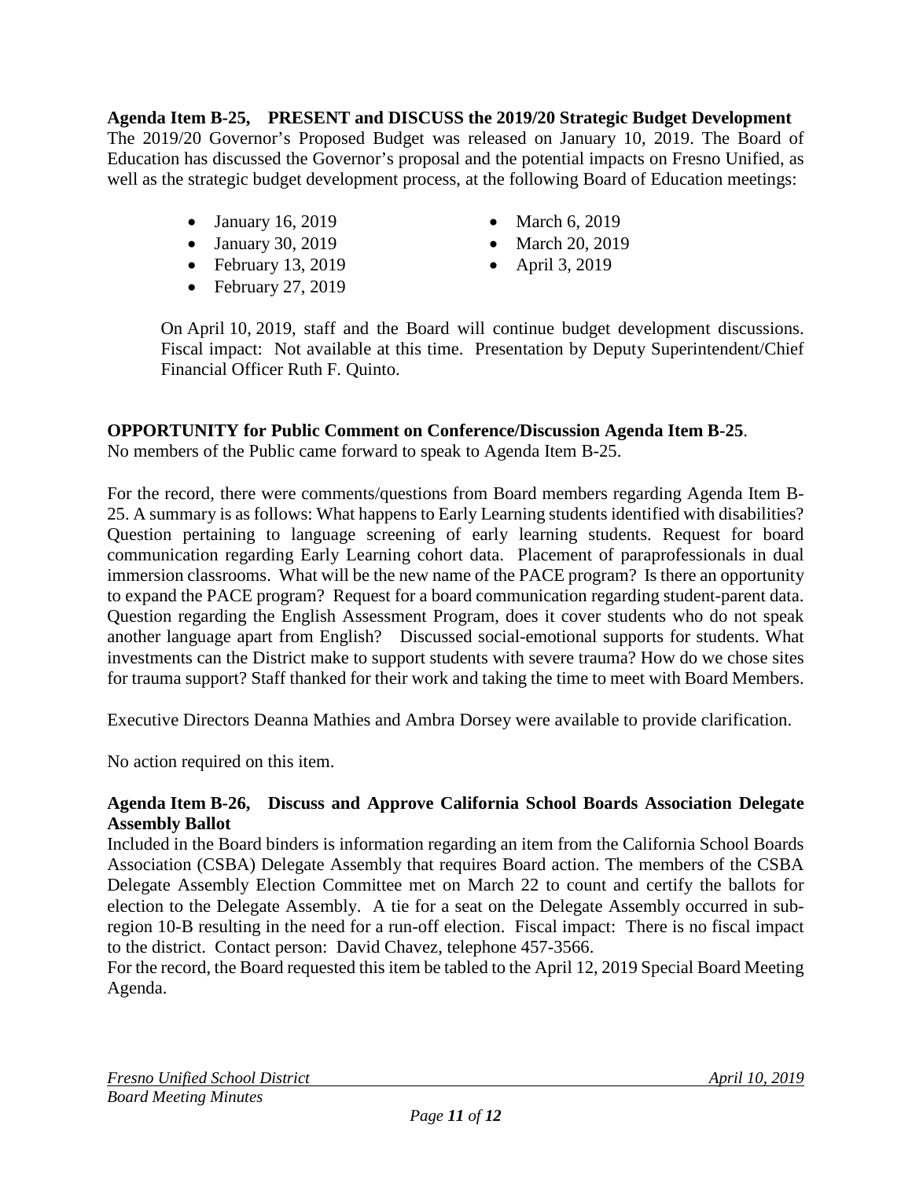**Agenda Item B-25, PRESENT and DISCUSS the 2019/20 Strategic Budget Development**

The 2019/20 Governor's Proposed Budget was released on January 10, 2019. The Board of Education has discussed the Governor's proposal and the potential impacts on Fresno Unified, as well as the strategic budget development process, at the following Board of Education meetings:

- January 16, 2019
- January 30, 2019
- February 13, 2019
- February 27, 2019
- March 6, 2019
- March 20, 2019
- April 3, 2019

On April 10, 2019, staff and the Board will continue budget development discussions. Fiscal impact: Not available at this time. Presentation by Deputy Superintendent/Chief Financial Officer Ruth F. Quinto.

**OPPORTUNITY for Public Comment on Conference/Discussion Agenda Item B-25**.

No members of the Public came forward to speak to Agenda Item B-25.

For the record, there were comments/questions from Board members regarding Agenda Item B-25. A summary is as follows: What happens to Early Learning students identified with disabilities? Question pertaining to language screening of early learning students. Request for board communication regarding Early Learning cohort data. Placement of paraprofessionals in dual immersion classrooms. What will be the new name of the PACE program? Is there an opportunity to expand the PACE program? Request for a board communication regarding student-parent data. Question regarding the English Assessment Program, does it cover students who do not speak another language apart from English? Discussed social-emotional supports for students. What investments can the District make to support students with severe trauma? How do we chose sites for trauma support? Staff thanked for their work and taking the time to meet with Board Members.

Executive Directors Deanna Mathies and Ambra Dorsey were available to provide clarification.

No action required on this item.

**Agenda Item B-26, Discuss and Approve California School Boards Association Delegate Assembly Ballot**

Included in the Board binders is information regarding an item from the California School Boards Association (CSBA) Delegate Assembly that requires Board action. The members of the CSBA Delegate Assembly Election Committee met on March 22 to count and certify the ballots for election to the Delegate Assembly. A tie for a seat on the Delegate Assembly occurred in sub-region 10-B resulting in the need for a run-off election. Fiscal impact: There is no fiscal impact to the district. Contact person: David Chavez, telephone 457-3566.

For the record, the Board requested this item be tabled to the April 12, 2019 Special Board Meeting Agenda.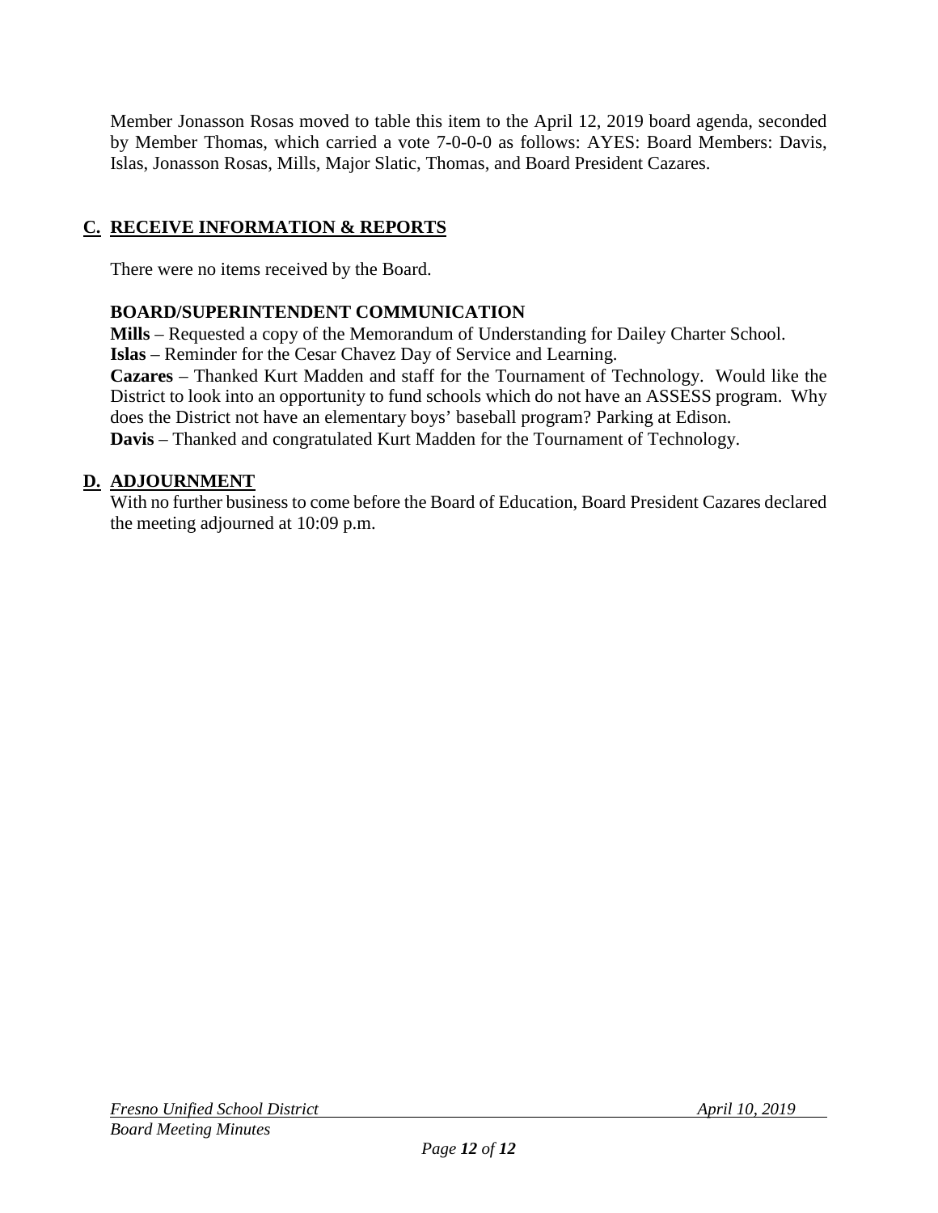Member Jonasson Rosas moved to table this item to the April 12, 2019 board agenda, seconded by Member Thomas, which carried a vote 7-0-0-0 as follows: AYES: Board Members: Davis, Islas, Jonasson Rosas, Mills, Major Slatic, Thomas, and Board President Cazares.

## C. RECEIVE INFORMATION & REPORTS

There were no items received by the Board.

### BOARD/SUPERINTENDENT COMMUNICATION

**Mills** – Requested a copy of the Memorandum of Understanding for Dailey Charter School.
**Islas** – Reminder for the Cesar Chavez Day of Service and Learning.
**Cazares** – Thanked Kurt Madden and staff for the Tournament of Technology. Would like the District to look into an opportunity to fund schools which do not have an ASSESS program. Why does the District not have an elementary boys' baseball program? Parking at Edison.
**Davis** – Thanked and congratulated Kurt Madden for the Tournament of Technology.

## D. ADJOURNMENT

With no further business to come before the Board of Education, Board President Cazares declared the meeting adjourned at 10:09 p.m.